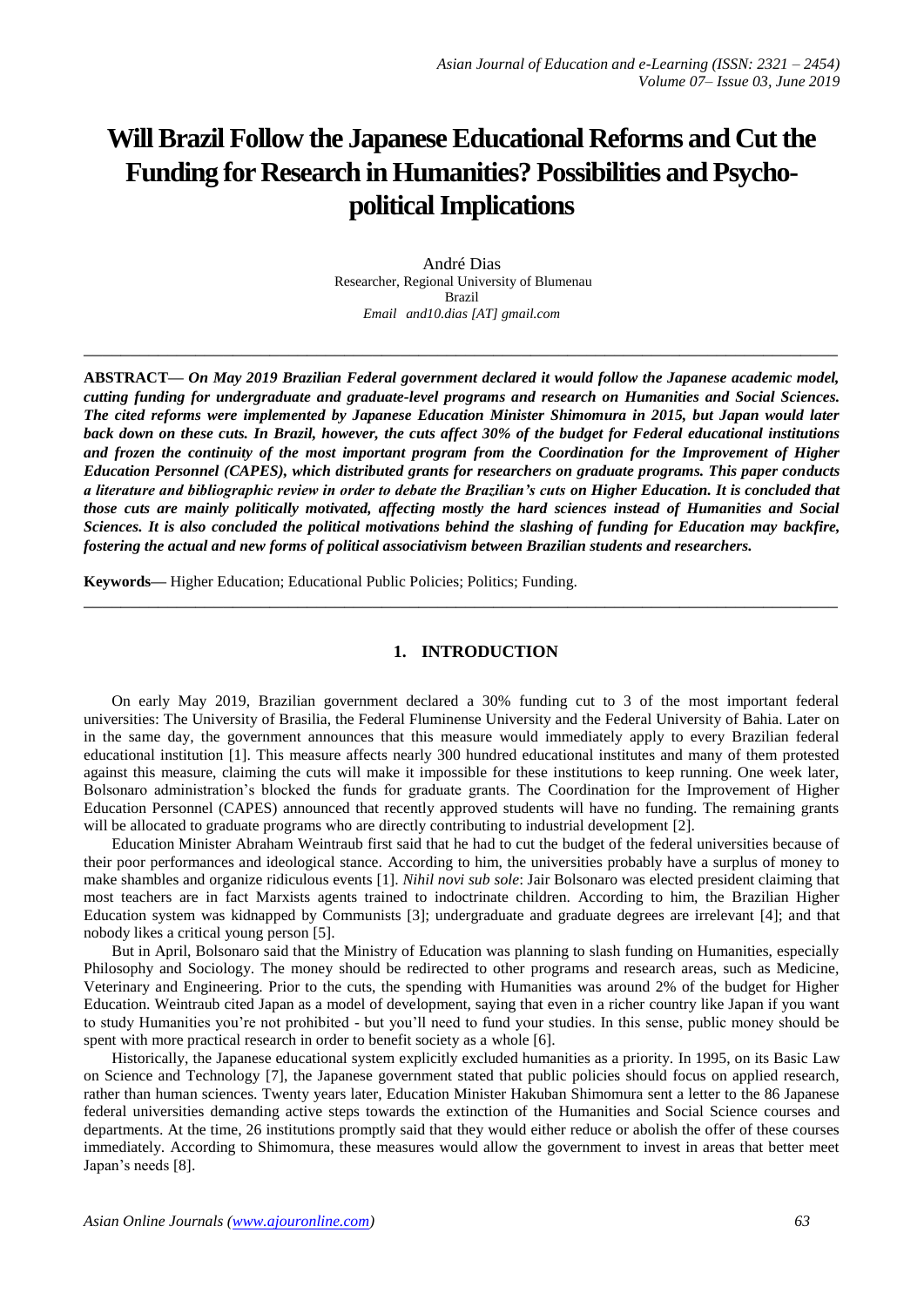# Will Brazil Follow the Japanese Educational Reforms and Cut the Funding for Research in Humanities? Possibilities and Psycho-political Implications

André Dias
Researcher, Regional University of Blumenau
Brazil
*Email and10.dias [AT] gmail.com*

---

**ABSTRACT—** ***On May 2019 Brazilian Federal government declared it would follow the Japanese academic model, cutting funding for undergraduate and graduate-level programs and research on Humanities and Social Sciences. The cited reforms were implemented by Japanese Education Minister Shimomura in 2015, but Japan would later back down on these cuts. In Brazil, however, the cuts affect 30% of the budget for Federal educational institutions and frozen the continuity of the most important program from the Coordination for the Improvement of Higher Education Personnel (CAPES), which distributed grants for researchers on graduate programs. This paper conducts a literature and bibliographic review in order to debate the Brazilian's cuts on Higher Education. It is concluded that those cuts are mainly politically motivated, affecting mostly the hard sciences instead of Humanities and Social Sciences. It is also concluded the political motivations behind the slashing of funding for Education may backfire, fostering the actual and new forms of political associativism between Brazilian students and researchers.***

**Keywords—** Higher Education; Educational Public Policies; Politics; Funding.

---

## 1. INTRODUCTION

On early May 2019, Brazilian government declared a 30% funding cut to 3 of the most important federal universities: The University of Brasilia, the Federal Fluminense University and the Federal University of Bahia. Later on in the same day, the government announces that this measure would immediately apply to every Brazilian federal educational institution [1]. This measure affects nearly 300 hundred educational institutes and many of them protested against this measure, claiming the cuts will make it impossible for these institutions to keep running. One week later, Bolsonaro administration's blocked the funds for graduate grants. The Coordination for the Improvement of Higher Education Personnel (CAPES) announced that recently approved students will have no funding. The remaining grants will be allocated to graduate programs who are directly contributing to industrial development [2].

Education Minister Abraham Weintraub first said that he had to cut the budget of the federal universities because of their poor performances and ideological stance. According to him, the universities probably have a surplus of money to make shambles and organize ridiculous events [1]. *Nihil novi sub sole*: Jair Bolsonaro was elected president claiming that most teachers are in fact Marxists agents trained to indoctrinate children. According to him, the Brazilian Higher Education system was kidnapped by Communists [3]; undergraduate and graduate degrees are irrelevant [4]; and that nobody likes a critical young person [5].

But in April, Bolsonaro said that the Ministry of Education was planning to slash funding on Humanities, especially Philosophy and Sociology. The money should be redirected to other programs and research areas, such as Medicine, Veterinary and Engineering. Prior to the cuts, the spending with Humanities was around 2% of the budget for Higher Education. Weintraub cited Japan as a model of development, saying that even in a richer country like Japan if you want to study Humanities you're not prohibited - but you'll need to fund your studies. In this sense, public money should be spent with more practical research in order to benefit society as a whole [6].

Historically, the Japanese educational system explicitly excluded humanities as a priority. In 1995, on its Basic Law on Science and Technology [7], the Japanese government stated that public policies should focus on applied research, rather than human sciences. Twenty years later, Education Minister Hakuban Shimomura sent a letter to the 86 Japanese federal universities demanding active steps towards the extinction of the Humanities and Social Science courses and departments. At the time, 26 institutions promptly said that they would either reduce or abolish the offer of these courses immediately. According to Shimomura, these measures would allow the government to invest in areas that better meet Japan's needs [8].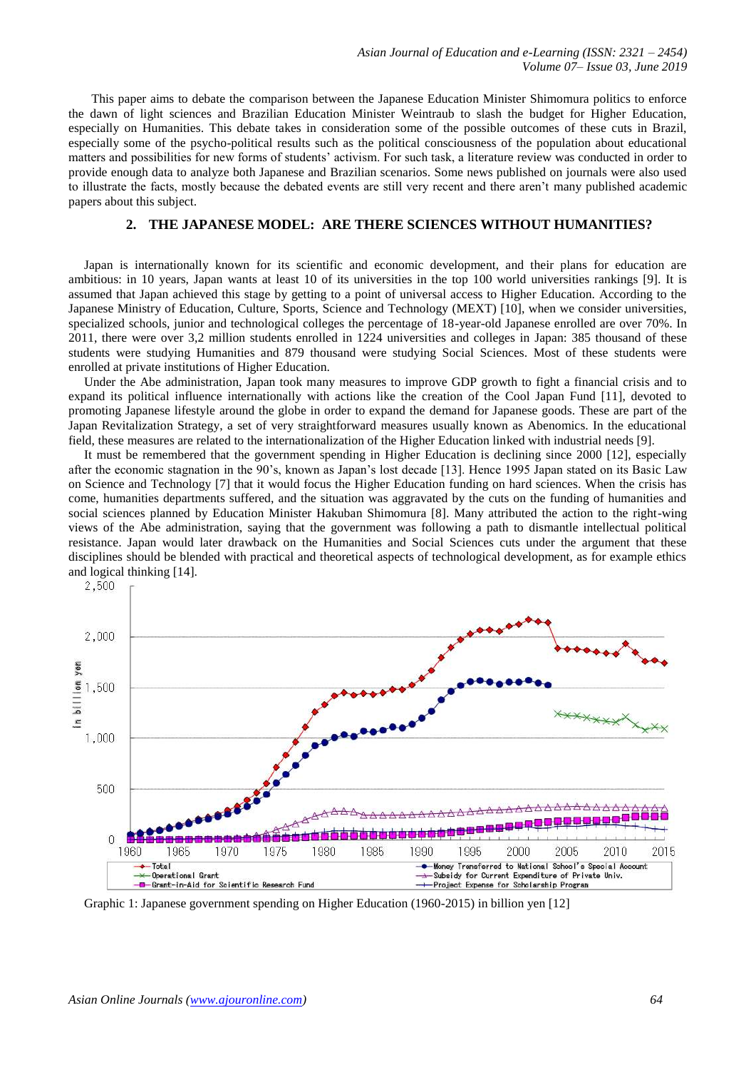This paper aims to debate the comparison between the Japanese Education Minister Shimomura politics to enforce the dawn of light sciences and Brazilian Education Minister Weintraub to slash the budget for Higher Education, especially on Humanities. This debate takes in consideration some of the possible outcomes of these cuts in Brazil, especially some of the psycho-political results such as the political consciousness of the population about educational matters and possibilities for new forms of students' activism. For such task, a literature review was conducted in order to provide enough data to analyze both Japanese and Brazilian scenarios. Some news published on journals were also used to illustrate the facts, mostly because the debated events are still very recent and there aren't many published academic papers about this subject.

## 2. THE JAPANESE MODEL: ARE THERE SCIENCES WITHOUT HUMANITIES?

Japan is internationally known for its scientific and economic development, and their plans for education are ambitious: in 10 years, Japan wants at least 10 of its universities in the top 100 world universities rankings [9]. It is assumed that Japan achieved this stage by getting to a point of universal access to Higher Education. According to the Japanese Ministry of Education, Culture, Sports, Science and Technology (MEXT) [10], when we consider universities, specialized schools, junior and technological colleges the percentage of 18-year-old Japanese enrolled are over 70%. In 2011, there were over 3,2 million students enrolled in 1224 universities and colleges in Japan: 385 thousand of these students were studying Humanities and 879 thousand were studying Social Sciences. Most of these students were enrolled at private institutions of Higher Education.

Under the Abe administration, Japan took many measures to improve GDP growth to fight a financial crisis and to expand its political influence internationally with actions like the creation of the Cool Japan Fund [11], devoted to promoting Japanese lifestyle around the globe in order to expand the demand for Japanese goods. These are part of the Japan Revitalization Strategy, a set of very straightforward measures usually known as Abenomics. In the educational field, these measures are related to the internationalization of the Higher Education linked with industrial needs [9].

It must be remembered that the government spending in Higher Education is declining since 2000 [12], especially after the economic stagnation in the 90's, known as Japan's lost decade [13]. Hence 1995 Japan stated on its Basic Law on Science and Technology [7] that it would focus the Higher Education funding on hard sciences. When the crisis has come, humanities departments suffered, and the situation was aggravated by the cuts on the funding of humanities and social sciences planned by Education Minister Hakuban Shimomura [8]. Many attributed the action to the right-wing views of the Abe administration, saying that the government was following a path to dismantle intellectual political resistance. Japan would later drawback on the Humanities and Social Sciences cuts under the argument that these disciplines should be blended with practical and theoretical aspects of technological development, as for example ethics and logical thinking [14].

Graphic 1: Japanese government spending on Higher Education (1960-2015) in billion yen [12]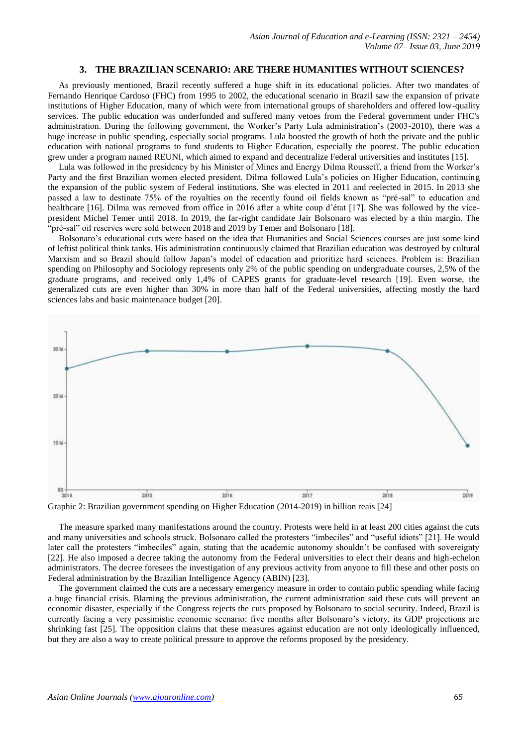## 3. THE BRAZILIAN SCENARIO: ARE THERE HUMANITIES WITHOUT SCIENCES?

As previously mentioned, Brazil recently suffered a huge shift in its educational policies. After two mandates of Fernando Henrique Cardoso (FHC) from 1995 to 2002, the educational scenario in Brazil saw the expansion of private institutions of Higher Education, many of which were from international groups of shareholders and offered low-quality services. The public education was underfunded and suffered many vetoes from the Federal government under FHC's administration. During the following government, the Worker's Party Lula administration's (2003-2010), there was a huge increase in public spending, especially social programs. Lula boosted the growth of both the private and the public education with national programs to fund students to Higher Education, especially the poorest. The public education grew under a program named REUNI, which aimed to expand and decentralize Federal universities and institutes [15].

Lula was followed in the presidency by his Minister of Mines and Energy Dilma Rousseff, a friend from the Worker's Party and the first Brazilian women elected president. Dilma followed Lula's policies on Higher Education, continuing the expansion of the public system of Federal institutions. She was elected in 2011 and reelected in 2015. In 2013 she passed a law to destinate 75% of the royalties on the recently found oil fields known as "pré-sal" to education and healthcare [16]. Dilma was removed from office in 2016 after a white coup d'état [17]. She was followed by the vice-president Michel Temer until 2018. In 2019, the far-right candidate Jair Bolsonaro was elected by a thin margin. The "pré-sal" oil reserves were sold between 2018 and 2019 by Temer and Bolsonaro [18].

Bolsonaro's educational cuts were based on the idea that Humanities and Social Sciences courses are just some kind of leftist political think tanks. His administration continuously claimed that Brazilian education was destroyed by cultural Marxism and so Brazil should follow Japan's model of education and prioritize hard sciences. Problem is: Brazilian spending on Philosophy and Sociology represents only 2% of the public spending on undergraduate courses, 2,5% of the graduate programs, and received only 1,4% of CAPES grants for graduate-level research [19]. Even worse, the generalized cuts are even higher than 30% in more than half of the Federal universities, affecting mostly the hard sciences labs and basic maintenance budget [20].

Graphic 2: Brazilian government spending on Higher Education (2014-2019) in billion reais [24]

The measure sparked many manifestations around the country. Protests were held in at least 200 cities against the cuts and many universities and schools struck. Bolsonaro called the protesters "imbeciles" and "useful idiots" [21]. He would later call the protesters "imbeciles" again, stating that the academic autonomy shouldn't be confused with sovereignty [22]. He also imposed a decree taking the autonomy from the Federal universities to elect their deans and high-echelon administrators. The decree foresees the investigation of any previous activity from anyone to fill these and other posts on Federal administration by the Brazilian Intelligence Agency (ABIN) [23].

The government claimed the cuts are a necessary emergency measure in order to contain public spending while facing a huge financial crisis. Blaming the previous administration, the current administration said these cuts will prevent an economic disaster, especially if the Congress rejects the cuts proposed by Bolsonaro to social security. Indeed, Brazil is currently facing a very pessimistic economic scenario: five months after Bolsonaro's victory, its GDP projections are shrinking fast [25]. The opposition claims that these measures against education are not only ideologically influenced, but they are also a way to create political pressure to approve the reforms proposed by the presidency.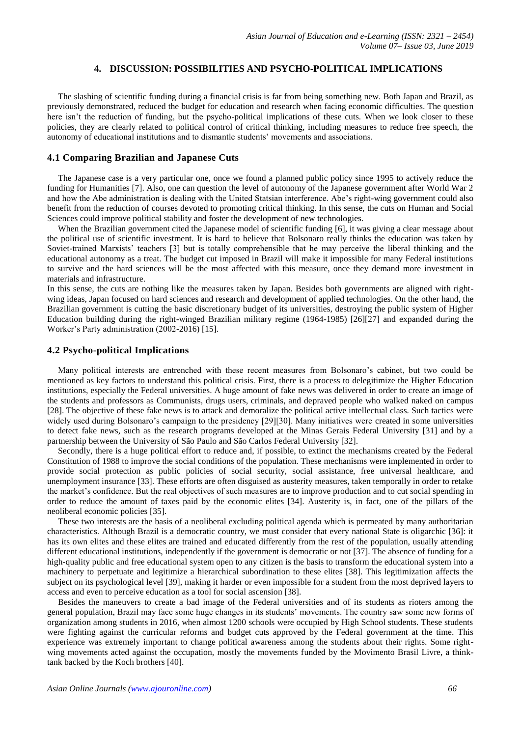## 4. DISCUSSION: POSSIBILITIES AND PSYCHO-POLITICAL IMPLICATIONS

The slashing of scientific funding during a financial crisis is far from being something new. Both Japan and Brazil, as previously demonstrated, reduced the budget for education and research when facing economic difficulties. The question here isn't the reduction of funding, but the psycho-political implications of these cuts. When we look closer to these policies, they are clearly related to political control of critical thinking, including measures to reduce free speech, the autonomy of educational institutions and to dismantle students' movements and associations.

### 4.1 Comparing Brazilian and Japanese Cuts

The Japanese case is a very particular one, once we found a planned public policy since 1995 to actively reduce the funding for Humanities [7]. Also, one can question the level of autonomy of the Japanese government after World War 2 and how the Abe administration is dealing with the United Statsian interference. Abe's right-wing government could also benefit from the reduction of courses devoted to promoting critical thinking. In this sense, the cuts on Human and Social Sciences could improve political stability and foster the development of new technologies.

When the Brazilian government cited the Japanese model of scientific funding [6], it was giving a clear message about the political use of scientific investment. It is hard to believe that Bolsonaro really thinks the education was taken by Soviet-trained Marxists' teachers [3] but is totally comprehensible that he may perceive the liberal thinking and the educational autonomy as a treat. The budget cut imposed in Brazil will make it impossible for many Federal institutions to survive and the hard sciences will be the most affected with this measure, once they demand more investment in materials and infrastructure.

In this sense, the cuts are nothing like the measures taken by Japan. Besides both governments are aligned with right-wing ideas, Japan focused on hard sciences and research and development of applied technologies. On the other hand, the Brazilian government is cutting the basic discretionary budget of its universities, destroying the public system of Higher Education building during the right-winged Brazilian military regime (1964-1985) [26][27] and expanded during the Worker's Party administration (2002-2016) [15].

### 4.2 Psycho-political Implications

Many political interests are entrenched with these recent measures from Bolsonaro's cabinet, but two could be mentioned as key factors to understand this political crisis. First, there is a process to delegitimize the Higher Education institutions, especially the Federal universities. A huge amount of fake news was delivered in order to create an image of the students and professors as Communists, drugs users, criminals, and depraved people who walked naked on campus [28]. The objective of these fake news is to attack and demoralize the political active intellectual class. Such tactics were widely used during Bolsonaro's campaign to the presidency [29][30]. Many initiatives were created in some universities to detect fake news, such as the research programs developed at the Minas Gerais Federal University [31] and by a partnership between the University of São Paulo and São Carlos Federal University [32].

Secondly, there is a huge political effort to reduce and, if possible, to extinct the mechanisms created by the Federal Constitution of 1988 to improve the social conditions of the population. These mechanisms were implemented in order to provide social protection as public policies of social security, social assistance, free universal healthcare, and unemployment insurance [33]. These efforts are often disguised as austerity measures, taken temporally in order to retake the market's confidence. But the real objectives of such measures are to improve production and to cut social spending in order to reduce the amount of taxes paid by the economic elites [34]. Austerity is, in fact, one of the pillars of the neoliberal economic policies [35].

These two interests are the basis of a neoliberal excluding political agenda which is permeated by many authoritarian characteristics. Although Brazil is a democratic country, we must consider that every national State is oligarchic [36]: it has its own elites and these elites are trained and educated differently from the rest of the population, usually attending different educational institutions, independently if the government is democratic or not [37]. The absence of funding for a high-quality public and free educational system open to any citizen is the basis to transform the educational system into a machinery to perpetuate and legitimize a hierarchical subordination to these elites [38]. This legitimization affects the subject on its psychological level [39], making it harder or even impossible for a student from the most deprived layers to access and even to perceive education as a tool for social ascension [38].

Besides the maneuvers to create a bad image of the Federal universities and of its students as rioters among the general population, Brazil may face some huge changes in its students' movements. The country saw some new forms of organization among students in 2016, when almost 1200 schools were occupied by High School students. These students were fighting against the curricular reforms and budget cuts approved by the Federal government at the time. This experience was extremely important to change political awareness among the students about their rights. Some right-wing movements acted against the occupation, mostly the movements funded by the Movimento Brasil Livre, a think-tank backed by the Koch brothers [40].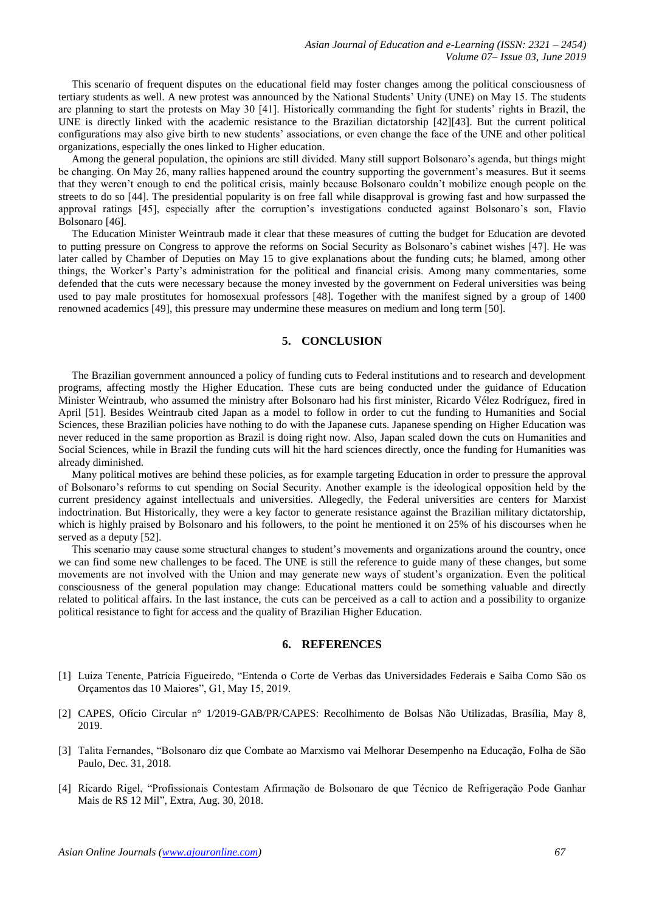This scenario of frequent disputes on the educational field may foster changes among the political consciousness of tertiary students as well. A new protest was announced by the National Students' Unity (UNE) on May 15. The students are planning to start the protests on May 30 [41]. Historically commanding the fight for students' rights in Brazil, the UNE is directly linked with the academic resistance to the Brazilian dictatorship [42][43]. But the current political configurations may also give birth to new students' associations, or even change the face of the UNE and other political organizations, especially the ones linked to Higher education.

Among the general population, the opinions are still divided. Many still support Bolsonaro's agenda, but things might be changing. On May 26, many rallies happened around the country supporting the government's measures. But it seems that they weren't enough to end the political crisis, mainly because Bolsonaro couldn't mobilize enough people on the streets to do so [44]. The presidential popularity is on free fall while disapproval is growing fast and how surpassed the approval ratings [45], especially after the corruption's investigations conducted against Bolsonaro's son, Flavio Bolsonaro [46].

The Education Minister Weintraub made it clear that these measures of cutting the budget for Education are devoted to putting pressure on Congress to approve the reforms on Social Security as Bolsonaro's cabinet wishes [47]. He was later called by Chamber of Deputies on May 15 to give explanations about the funding cuts; he blamed, among other things, the Worker's Party's administration for the political and financial crisis. Among many commentaries, some defended that the cuts were necessary because the money invested by the government on Federal universities was being used to pay male prostitutes for homosexual professors [48]. Together with the manifest signed by a group of 1400 renowned academics [49], this pressure may undermine these measures on medium and long term [50].

## 5. CONCLUSION

The Brazilian government announced a policy of funding cuts to Federal institutions and to research and development programs, affecting mostly the Higher Education. These cuts are being conducted under the guidance of Education Minister Weintraub, who assumed the ministry after Bolsonaro had his first minister, Ricardo Vélez Rodríguez, fired in April [51]. Besides Weintraub cited Japan as a model to follow in order to cut the funding to Humanities and Social Sciences, these Brazilian policies have nothing to do with the Japanese cuts. Japanese spending on Higher Education was never reduced in the same proportion as Brazil is doing right now. Also, Japan scaled down the cuts on Humanities and Social Sciences, while in Brazil the funding cuts will hit the hard sciences directly, once the funding for Humanities was already diminished.

Many political motives are behind these policies, as for example targeting Education in order to pressure the approval of Bolsonaro's reforms to cut spending on Social Security. Another example is the ideological opposition held by the current presidency against intellectuals and universities. Allegedly, the Federal universities are centers for Marxist indoctrination. But Historically, they were a key factor to generate resistance against the Brazilian military dictatorship, which is highly praised by Bolsonaro and his followers, to the point he mentioned it on 25% of his discourses when he served as a deputy [52].

This scenario may cause some structural changes to student's movements and organizations around the country, once we can find some new challenges to be faced. The UNE is still the reference to guide many of these changes, but some movements are not involved with the Union and may generate new ways of student's organization. Even the political consciousness of the general population may change: Educational matters could be something valuable and directly related to political affairs. In the last instance, the cuts can be perceived as a call to action and a possibility to organize political resistance to fight for access and the quality of Brazilian Higher Education.

## 6. REFERENCES

[1] Luiza Tenente, Patrícia Figueiredo, "Entenda o Corte de Verbas das Universidades Federais e Saiba Como São os Orçamentos das 10 Maiores", G1, May 15, 2019.

[2] CAPES, Ofício Circular n° 1/2019-GAB/PR/CAPES: Recolhimento de Bolsas Não Utilizadas, Brasília, May 8, 2019.

[3] Talita Fernandes, "Bolsonaro diz que Combate ao Marxismo vai Melhorar Desempenho na Educação, Folha de São Paulo, Dec. 31, 2018.

[4] Ricardo Rigel, "Profissionais Contestam Afirmação de Bolsonaro de que Técnico de Refrigeração Pode Ganhar Mais de R$ 12 Mil", Extra, Aug. 30, 2018.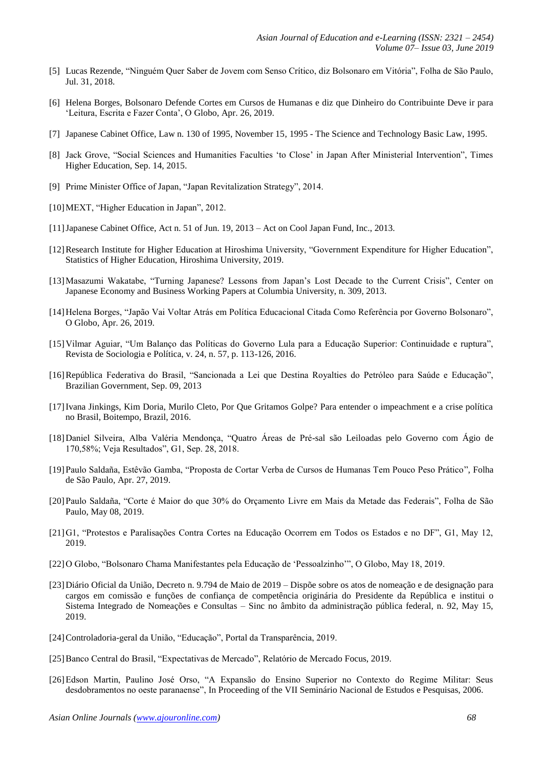[5] Lucas Rezende, "Ninguém Quer Saber de Jovem com Senso Crítico, diz Bolsonaro em Vitória", Folha de São Paulo, Jul. 31, 2018.

[6] Helena Borges, Bolsonaro Defende Cortes em Cursos de Humanas e diz que Dinheiro do Contribuinte Deve ir para 'Leitura, Escrita e Fazer Conta', O Globo, Apr. 26, 2019.

[7] Japanese Cabinet Office, Law n. 130 of 1995, November 15, 1995 - The Science and Technology Basic Law, 1995.

[8] Jack Grove, "Social Sciences and Humanities Faculties 'to Close' in Japan After Ministerial Intervention", Times Higher Education, Sep. 14, 2015.

[9] Prime Minister Office of Japan, "Japan Revitalization Strategy", 2014.

[10] MEXT, "Higher Education in Japan", 2012.

[11] Japanese Cabinet Office, Act n. 51 of Jun. 19, 2013 – Act on Cool Japan Fund, Inc., 2013.

[12] Research Institute for Higher Education at Hiroshima University, "Government Expenditure for Higher Education", Statistics of Higher Education, Hiroshima University, 2019.

[13] Masazumi Wakatabe, "Turning Japanese? Lessons from Japan's Lost Decade to the Current Crisis", Center on Japanese Economy and Business Working Papers at Columbia University, n. 309, 2013.

[14] Helena Borges, "Japão Vai Voltar Atrás em Política Educacional Citada Como Referência por Governo Bolsonaro", O Globo, Apr. 26, 2019.

[15] Vilmar Aguiar, "Um Balanço das Políticas do Governo Lula para a Educação Superior: Continuidade e ruptura", Revista de Sociologia e Política, v. 24, n. 57, p. 113-126, 2016.

[16] República Federativa do Brasil, "Sancionada a Lei que Destina Royalties do Petróleo para Saúde e Educação", Brazilian Government, Sep. 09, 2013

[17] Ivana Jinkings, Kim Doria, Murilo Cleto, Por Que Gritamos Golpe? Para entender o impeachment e a crise política no Brasil, Boitempo, Brazil, 2016.

[18] Daniel Silveira, Alba Valéria Mendonça, "Quatro Áreas de Pré-sal são Leiloadas pelo Governo com Ágio de 170,58%; Veja Resultados", G1, Sep. 28, 2018.

[19] Paulo Saldaña, Estêvão Gamba, "Proposta de Cortar Verba de Cursos de Humanas Tem Pouco Peso Prático", Folha de São Paulo, Apr. 27, 2019.

[20] Paulo Saldaña, "Corte é Maior do que 30% do Orçamento Livre em Mais da Metade das Federais", Folha de São Paulo, May 08, 2019.

[21] G1, "Protestos e Paralisações Contra Cortes na Educação Ocorrem em Todos os Estados e no DF", G1, May 12, 2019.

[22] O Globo, "Bolsonaro Chama Manifestantes pela Educação de 'Pessoalzinho'", O Globo, May 18, 2019.

[23] Diário Oficial da União, Decreto n. 9.794 de Maio de 2019 – Dispõe sobre os atos de nomeação e de designação para cargos em comissão e funções de confiança de competência originária do Presidente da República e institui o Sistema Integrado de Nomeações e Consultas – Sinc no âmbito da administração pública federal, n. 92, May 15, 2019.

[24] Controladoria-geral da União, "Educação", Portal da Transparência, 2019.

[25] Banco Central do Brasil, "Expectativas de Mercado", Relatório de Mercado Focus, 2019.

[26] Edson Martin, Paulino José Orso, "A Expansão do Ensino Superior no Contexto do Regime Militar: Seus desdobramentos no oeste paranaense", In Proceeding of the VII Seminário Nacional de Estudos e Pesquisas, 2006.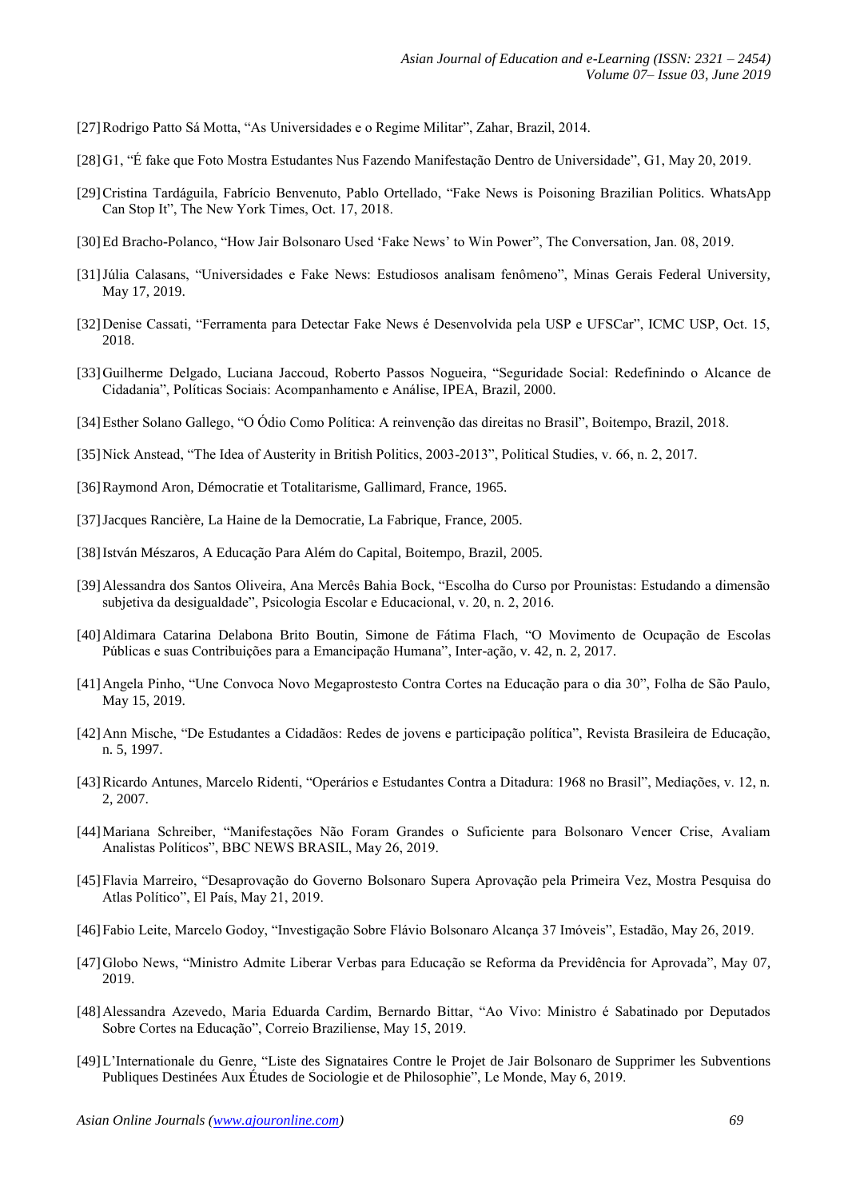[27] Rodrigo Patto Sá Motta, “As Universidades e o Regime Militar”, Zahar, Brazil, 2014.

[28] G1, “É fake que Foto Mostra Estudantes Nus Fazendo Manifestação Dentro de Universidade”, G1, May 20, 2019.

[29] Cristina Tardáguila, Fabrício Benvenuto, Pablo Ortellado, “Fake News is Poisoning Brazilian Politics. WhatsApp Can Stop It”, The New York Times, Oct. 17, 2018.

[30] Ed Bracho-Polanco, “How Jair Bolsonaro Used ‘Fake News’ to Win Power”, The Conversation, Jan. 08, 2019.

[31] Júlia Calasans, “Universidades e Fake News: Estudiosos analisam fenômeno”, Minas Gerais Federal University, May 17, 2019.

[32] Denise Cassati, “Ferramenta para Detectar Fake News é Desenvolvida pela USP e UFSCar”, ICMC USP, Oct. 15, 2018.

[33] Guilherme Delgado, Luciana Jaccoud, Roberto Passos Nogueira, “Seguridade Social: Redefinindo o Alcance de Cidadania”, Políticas Sociais: Acompanhamento e Análise, IPEA, Brazil, 2000.

[34] Esther Solano Gallego, “O Ódio Como Política: A reinvenção das direitas no Brasil”, Boitempo, Brazil, 2018.

[35] Nick Anstead, “The Idea of Austerity in British Politics, 2003-2013”, Political Studies, v. 66, n. 2, 2017.

[36] Raymond Aron, Démocratie et Totalitarisme, Gallimard, France, 1965.

[37] Jacques Rancière, La Haine de la Democratie, La Fabrique, France, 2005.

[38] István Mészaros, A Educação Para Além do Capital, Boitempo, Brazil, 2005.

[39] Alessandra dos Santos Oliveira, Ana Mercês Bahia Bock, “Escolha do Curso por Prounistas: Estudando a dimensão subjetiva da desigualdade”, Psicologia Escolar e Educacional, v. 20, n. 2, 2016.

[40] Aldimara Catarina Delabona Brito Boutin, Simone de Fátima Flach, “O Movimento de Ocupação de Escolas Públicas e suas Contribuições para a Emancipação Humana”, Inter-ação, v. 42, n. 2, 2017.

[41] Angela Pinho, “Une Convoca Novo Megaprostesto Contra Cortes na Educação para o dia 30”, Folha de São Paulo, May 15, 2019.

[42] Ann Mische, “De Estudantes a Cidadãos: Redes de jovens e participação política”, Revista Brasileira de Educação, n. 5, 1997.

[43] Ricardo Antunes, Marcelo Ridenti, “Operários e Estudantes Contra a Ditadura: 1968 no Brasil”, Mediações, v. 12, n. 2, 2007.

[44] Mariana Schreiber, “Manifestações Não Foram Grandes o Suficiente para Bolsonaro Vencer Crise, Avaliam Analistas Políticos”, BBC NEWS BRASIL, May 26, 2019.

[45] Flavia Marreiro, “Desaprovação do Governo Bolsonaro Supera Aprovação pela Primeira Vez, Mostra Pesquisa do Atlas Político”, El País, May 21, 2019.

[46] Fabio Leite, Marcelo Godoy, “Investigação Sobre Flávio Bolsonaro Alcança 37 Imóveis”, Estadão, May 26, 2019.

[47] Globo News, “Ministro Admite Liberar Verbas para Educação se Reforma da Previdência for Aprovada”, May 07, 2019.

[48] Alessandra Azevedo, Maria Eduarda Cardim, Bernardo Bittar, “Ao Vivo: Ministro é Sabatinado por Deputados Sobre Cortes na Educação”, Correio Braziliense, May 15, 2019.

[49] L’Internationale du Genre, “Liste des Signataires Contre le Projet de Jair Bolsonaro de Supprimer les Subventions Publiques Destinées Aux Études de Sociologie et de Philosophie”, Le Monde, May 6, 2019.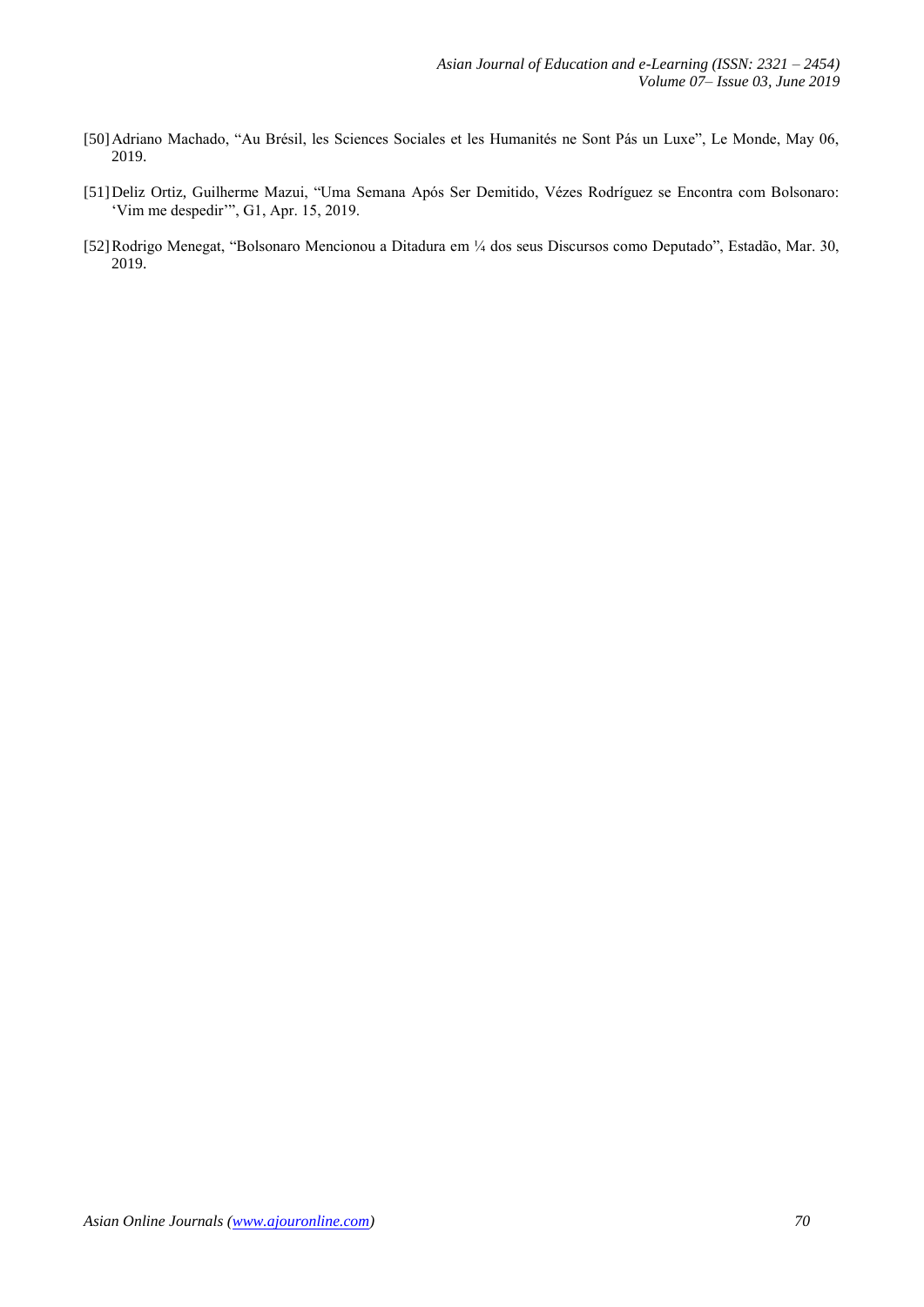[50] Adriano Machado, “Au Brésil, les Sciences Sociales et les Humanités ne Sont Pás un Luxe”, Le Monde, May 06, 2019.

[51] Deliz Ortiz, Guilherme Mazui, “Uma Semana Após Ser Demitido, Vézes Rodríguez se Encontra com Bolsonaro: ‘Vim me despedir’”, G1, Apr. 15, 2019.

[52] Rodrigo Menegat, “Bolsonaro Mencionou a Ditadura em ¼ dos seus Discursos como Deputado”, Estadão, Mar. 30, 2019.